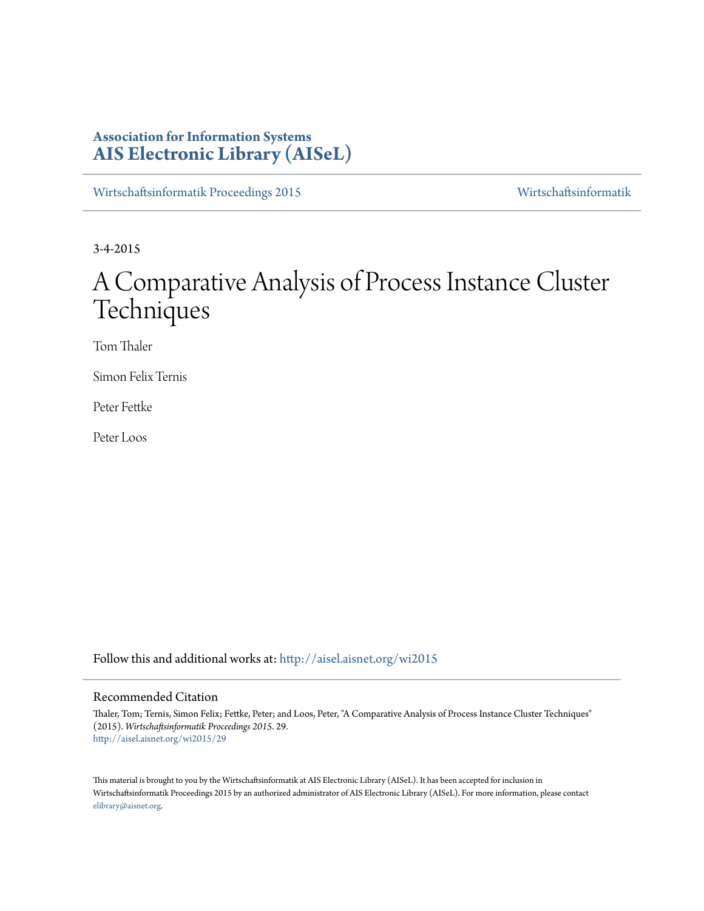**Association for Information Systems**
**AIS Electronic Library (AISeL)**

Wirtschaftsinformatik Proceedings 2015 — Wirtschaftsinformatik

3-4-2015

# A Comparative Analysis of Process Instance Cluster Techniques

Tom Thaler

Simon Felix Ternis

Peter Fettke

Peter Loos

Follow this and additional works at: http://aisel.aisnet.org/wi2015

## Recommended Citation

Thaler, Tom; Ternis, Simon Felix; Fettke, Peter; and Loos, Peter, "A Comparative Analysis of Process Instance Cluster Techniques" (2015). *Wirtschaftsinformatik Proceedings 2015*. 29.
http://aisel.aisnet.org/wi2015/29

This material is brought to you by the Wirtschaftsinformatik at AIS Electronic Library (AISeL). It has been accepted for inclusion in Wirtschaftsinformatik Proceedings 2015 by an authorized administrator of AIS Electronic Library (AISeL). For more information, please contact elibrary@aisnet.org.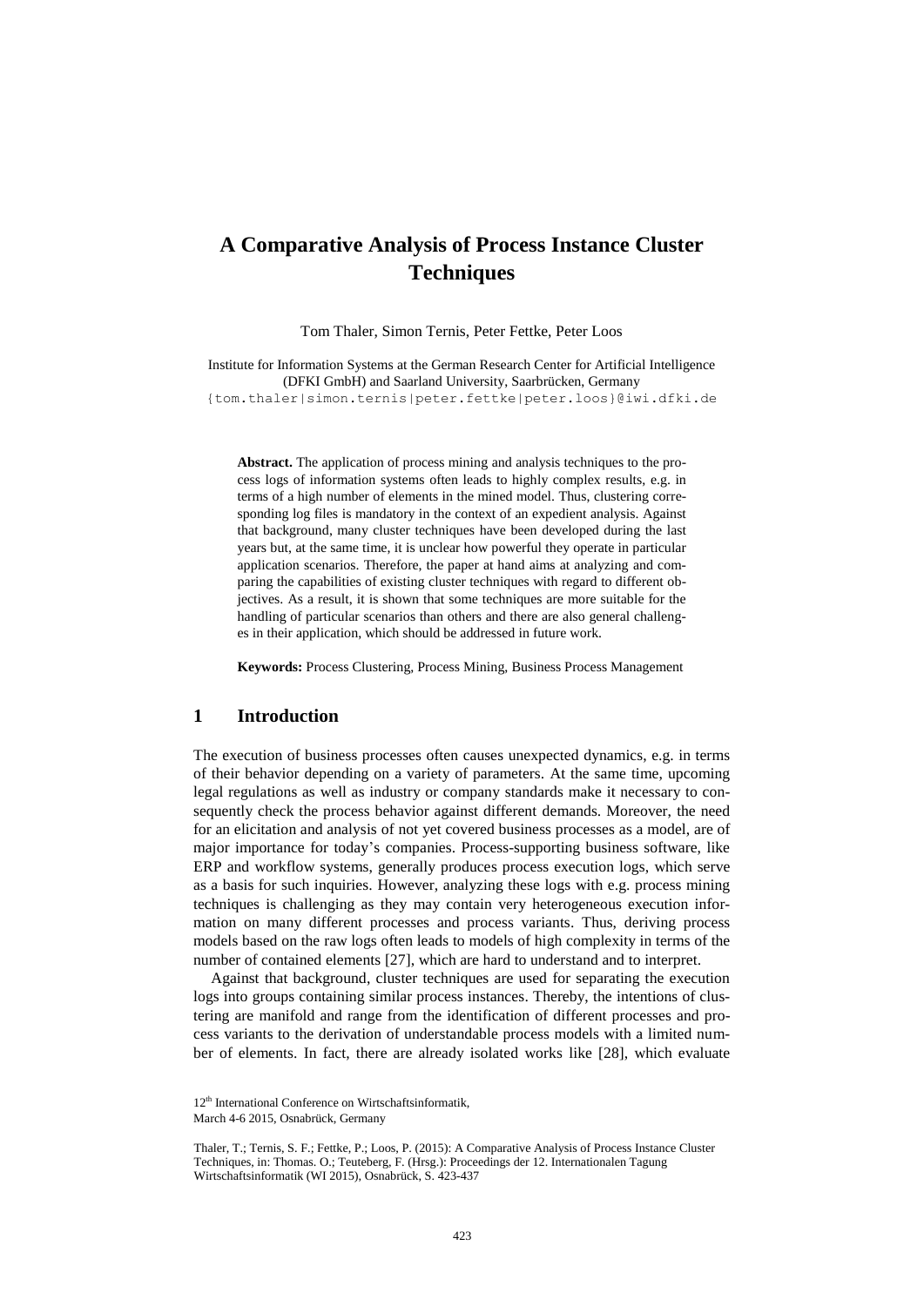# A Comparative Analysis of Process Instance Cluster Techniques

Tom Thaler, Simon Ternis, Peter Fettke, Peter Loos

Institute for Information Systems at the German Research Center for Artificial Intelligence (DFKI GmbH) and Saarland University, Saarbrücken, Germany
{tom.thaler|simon.ternis|peter.fettke|peter.loos}@iwi.dfki.de

**Abstract.** The application of process mining and analysis techniques to the process logs of information systems often leads to highly complex results, e.g. in terms of a high number of elements in the mined model. Thus, clustering corresponding log files is mandatory in the context of an expedient analysis. Against that background, many cluster techniques have been developed during the last years but, at the same time, it is unclear how powerful they operate in particular application scenarios. Therefore, the paper at hand aims at analyzing and comparing the capabilities of existing cluster techniques with regard to different objectives. As a result, it is shown that some techniques are more suitable for the handling of particular scenarios than others and there are also general challenges in their application, which should be addressed in future work.

**Keywords:** Process Clustering, Process Mining, Business Process Management

## 1 Introduction

The execution of business processes often causes unexpected dynamics, e.g. in terms of their behavior depending on a variety of parameters. At the same time, upcoming legal regulations as well as industry or company standards make it necessary to consequently check the process behavior against different demands. Moreover, the need for an elicitation and analysis of not yet covered business processes as a model, are of major importance for today's companies. Process-supporting business software, like ERP and workflow systems, generally produces process execution logs, which serve as a basis for such inquiries. However, analyzing these logs with e.g. process mining techniques is challenging as they may contain very heterogeneous execution information on many different processes and process variants. Thus, deriving process models based on the raw logs often leads to models of high complexity in terms of the number of contained elements [27], which are hard to understand and to interpret.

Against that background, cluster techniques are used for separating the execution logs into groups containing similar process instances. Thereby, the intentions of clustering are manifold and range from the identification of different processes and process variants to the derivation of understandable process models with a limited number of elements. In fact, there are already isolated works like [28], which evaluate

12th International Conference on Wirtschaftsinformatik,
March 4-6 2015, Osnabrück, Germany

Thaler, T.; Ternis, S. F.; Fettke, P.; Loos, P. (2015): A Comparative Analysis of Process Instance Cluster Techniques, in: Thomas. O.; Teuteberg, F. (Hrsg.): Proceedings der 12. Internationalen Tagung Wirtschaftsinformatik (WI 2015), Osnabrück, S. 423-437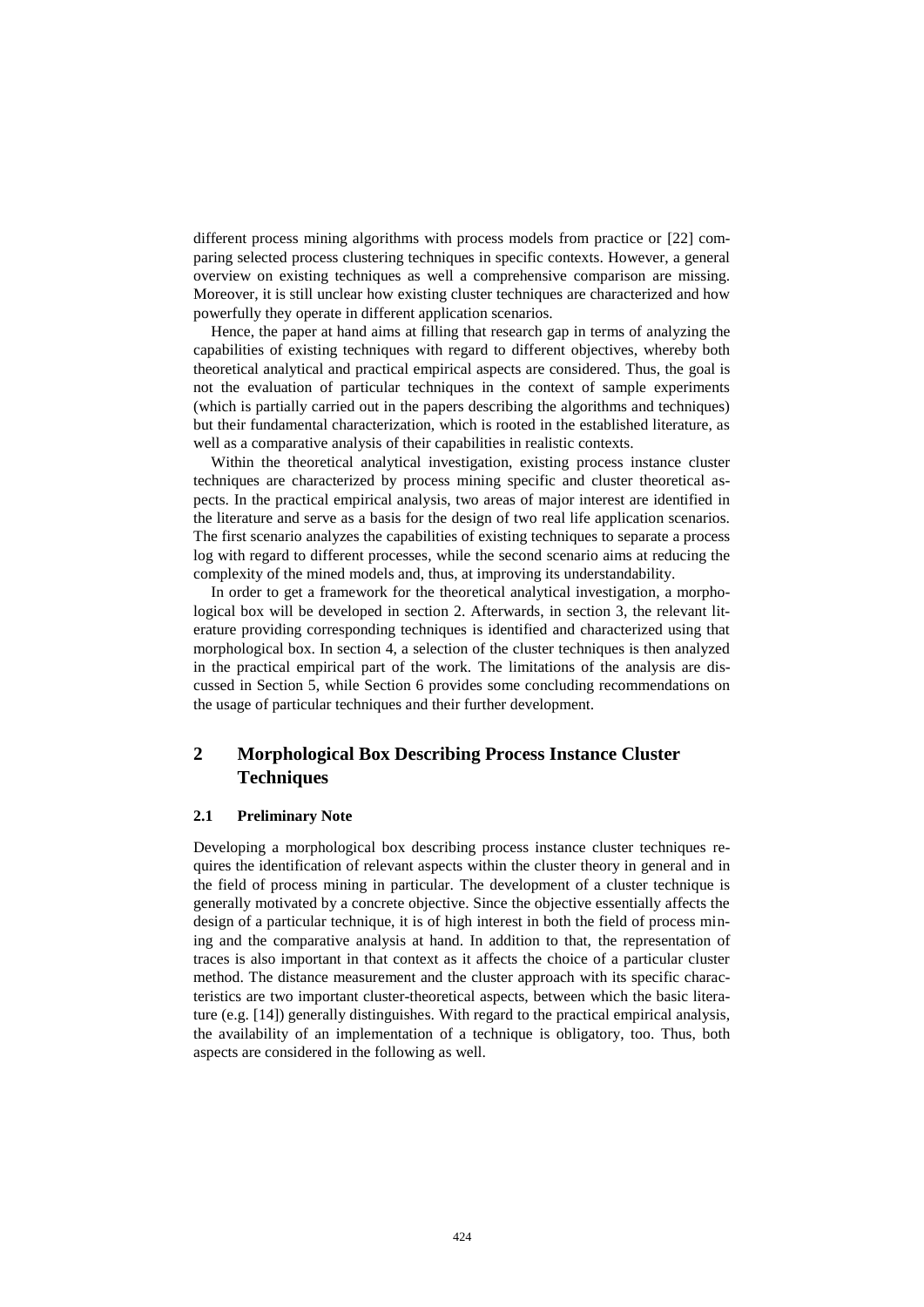different process mining algorithms with process models from practice or [22] comparing selected process clustering techniques in specific contexts. However, a general overview on existing techniques as well a comprehensive comparison are missing. Moreover, it is still unclear how existing cluster techniques are characterized and how powerfully they operate in different application scenarios.

Hence, the paper at hand aims at filling that research gap in terms of analyzing the capabilities of existing techniques with regard to different objectives, whereby both theoretical analytical and practical empirical aspects are considered. Thus, the goal is not the evaluation of particular techniques in the context of sample experiments (which is partially carried out in the papers describing the algorithms and techniques) but their fundamental characterization, which is rooted in the established literature, as well as a comparative analysis of their capabilities in realistic contexts.

Within the theoretical analytical investigation, existing process instance cluster techniques are characterized by process mining specific and cluster theoretical aspects. In the practical empirical analysis, two areas of major interest are identified in the literature and serve as a basis for the design of two real life application scenarios. The first scenario analyzes the capabilities of existing techniques to separate a process log with regard to different processes, while the second scenario aims at reducing the complexity of the mined models and, thus, at improving its understandability.

In order to get a framework for the theoretical analytical investigation, a morphological box will be developed in section 2. Afterwards, in section 3, the relevant literature providing corresponding techniques is identified and characterized using that morphological box. In section 4, a selection of the cluster techniques is then analyzed in the practical empirical part of the work. The limitations of the analysis are discussed in Section 5, while Section 6 provides some concluding recommendations on the usage of particular techniques and their further development.

## 2 Morphological Box Describing Process Instance Cluster Techniques

### 2.1 Preliminary Note

Developing a morphological box describing process instance cluster techniques requires the identification of relevant aspects within the cluster theory in general and in the field of process mining in particular. The development of a cluster technique is generally motivated by a concrete objective. Since the objective essentially affects the design of a particular technique, it is of high interest in both the field of process mining and the comparative analysis at hand. In addition to that, the representation of traces is also important in that context as it affects the choice of a particular cluster method. The distance measurement and the cluster approach with its specific characteristics are two important cluster-theoretical aspects, between which the basic literature (e.g. [14]) generally distinguishes. With regard to the practical empirical analysis, the availability of an implementation of a technique is obligatory, too. Thus, both aspects are considered in the following as well.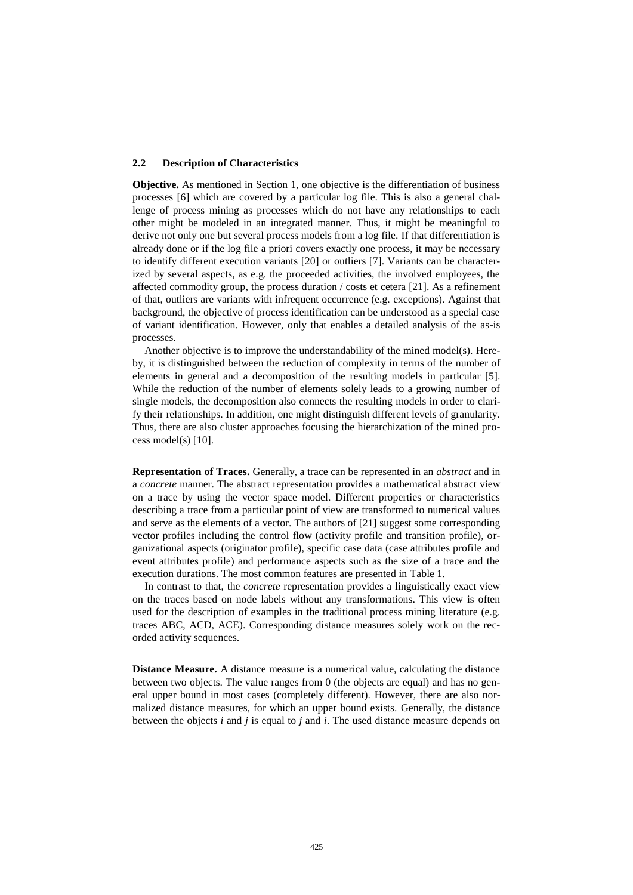### 2.2 Description of Characteristics

**Objective.** As mentioned in Section 1, one objective is the differentiation of business processes [6] which are covered by a particular log file. This is also a general challenge of process mining as processes which do not have any relationships to each other might be modeled in an integrated manner. Thus, it might be meaningful to derive not only one but several process models from a log file. If that differentiation is already done or if the log file a priori covers exactly one process, it may be necessary to identify different execution variants [20] or outliers [7]. Variants can be characterized by several aspects, as e.g. the proceeded activities, the involved employees, the affected commodity group, the process duration / costs et cetera [21]. As a refinement of that, outliers are variants with infrequent occurrence (e.g. exceptions). Against that background, the objective of process identification can be understood as a special case of variant identification. However, only that enables a detailed analysis of the as-is processes.

Another objective is to improve the understandability of the mined model(s). Hereby, it is distinguished between the reduction of complexity in terms of the number of elements in general and a decomposition of the resulting models in particular [5]. While the reduction of the number of elements solely leads to a growing number of single models, the decomposition also connects the resulting models in order to clarify their relationships. In addition, one might distinguish different levels of granularity. Thus, there are also cluster approaches focusing the hierarchization of the mined process model(s) [10].

**Representation of Traces.** Generally, a trace can be represented in an *abstract* and in a *concrete* manner. The abstract representation provides a mathematical abstract view on a trace by using the vector space model. Different properties or characteristics describing a trace from a particular point of view are transformed to numerical values and serve as the elements of a vector. The authors of [21] suggest some corresponding vector profiles including the control flow (activity profile and transition profile), organizational aspects (originator profile), specific case data (case attributes profile and event attributes profile) and performance aspects such as the size of a trace and the execution durations. The most common features are presented in Table 1.

In contrast to that, the *concrete* representation provides a linguistically exact view on the traces based on node labels without any transformations. This view is often used for the description of examples in the traditional process mining literature (e.g. traces ABC, ACD, ACE). Corresponding distance measures solely work on the recorded activity sequences.

**Distance Measure.** A distance measure is a numerical value, calculating the distance between two objects. The value ranges from 0 (the objects are equal) and has no general upper bound in most cases (completely different). However, there are also normalized distance measures, for which an upper bound exists. Generally, the distance between the objects *i* and *j* is equal to *j* and *i*. The used distance measure depends on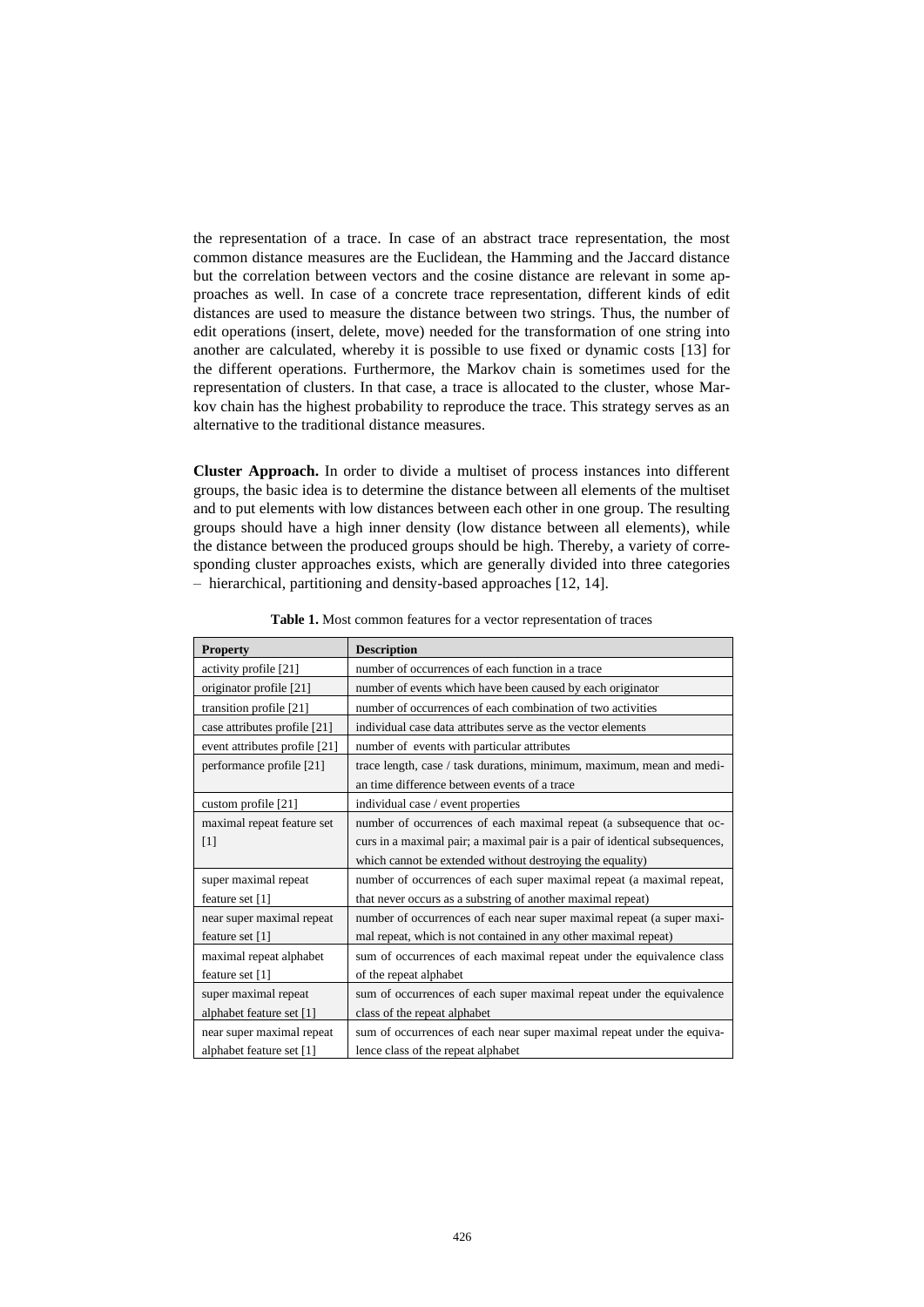the representation of a trace. In case of an abstract trace representation, the most common distance measures are the Euclidean, the Hamming and the Jaccard distance but the correlation between vectors and the cosine distance are relevant in some approaches as well. In case of a concrete trace representation, different kinds of edit distances are used to measure the distance between two strings. Thus, the number of edit operations (insert, delete, move) needed for the transformation of one string into another are calculated, whereby it is possible to use fixed or dynamic costs [13] for the different operations. Furthermore, the Markov chain is sometimes used for the representation of clusters. In that case, a trace is allocated to the cluster, whose Markov chain has the highest probability to reproduce the trace. This strategy serves as an alternative to the traditional distance measures.

**Cluster Approach.** In order to divide a multiset of process instances into different groups, the basic idea is to determine the distance between all elements of the multiset and to put elements with low distances between each other in one group. The resulting groups should have a high inner density (low distance between all elements), while the distance between the produced groups should be high. Thereby, a variety of corresponding cluster approaches exists, which are generally divided into three categories – hierarchical, partitioning and density-based approaches [12, 14].

**Table 1.** Most common features for a vector representation of traces

| Property | Description |
|---|---|
| activity profile [21] | number of occurrences of each function in a trace |
| originator profile [21] | number of events which have been caused by each originator |
| transition profile [21] | number of occurrences of each combination of two activities |
| case attributes profile [21] | individual case data attributes serve as the vector elements |
| event attributes profile [21] | number of events with particular attributes |
| performance profile [21] | trace length, case / task durations, minimum, maximum, mean and median time difference between events of a trace |
| custom profile [21] | individual case / event properties |
| maximal repeat feature set [1] | number of occurrences of each maximal repeat (a subsequence that occurs in a maximal pair; a maximal pair is a pair of identical subsequences, which cannot be extended without destroying the equality) |
| super maximal repeat feature set [1] | number of occurrences of each super maximal repeat (a maximal repeat, that never occurs as a substring of another maximal repeat) |
| near super maximal repeat feature set [1] | number of occurrences of each near super maximal repeat (a super maximal repeat, which is not contained in any other maximal repeat) |
| maximal repeat alphabet feature set [1] | sum of occurrences of each maximal repeat under the equivalence class of the repeat alphabet |
| super maximal repeat alphabet feature set [1] | sum of occurrences of each super maximal repeat under the equivalence class of the repeat alphabet |
| near super maximal repeat alphabet feature set [1] | sum of occurrences of each near super maximal repeat under the equivalence class of the repeat alphabet |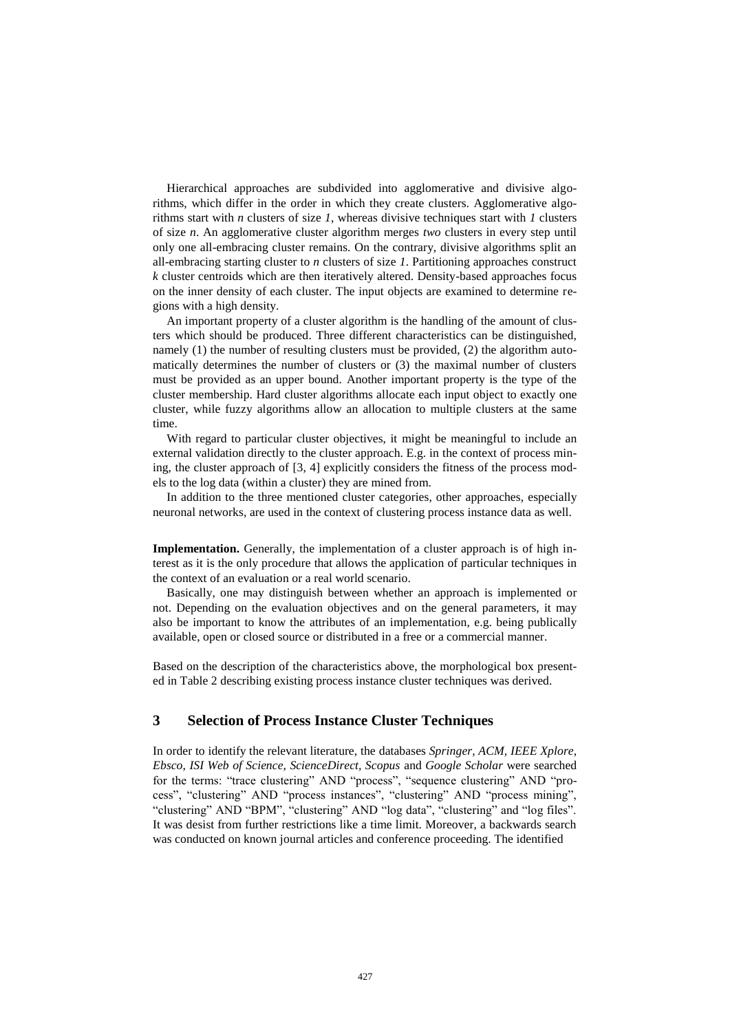Hierarchical approaches are subdivided into agglomerative and divisive algorithms, which differ in the order in which they create clusters. Agglomerative algorithms start with *n* clusters of size *1*, whereas divisive techniques start with *1* clusters of size *n*. An agglomerative cluster algorithm merges *two* clusters in every step until only one all-embracing cluster remains. On the contrary, divisive algorithms split an all-embracing starting cluster to *n* clusters of size *1*. Partitioning approaches construct *k* cluster centroids which are then iteratively altered. Density-based approaches focus on the inner density of each cluster. The input objects are examined to determine regions with a high density.

An important property of a cluster algorithm is the handling of the amount of clusters which should be produced. Three different characteristics can be distinguished, namely (1) the number of resulting clusters must be provided, (2) the algorithm automatically determines the number of clusters or (3) the maximal number of clusters must be provided as an upper bound. Another important property is the type of the cluster membership. Hard cluster algorithms allocate each input object to exactly one cluster, while fuzzy algorithms allow an allocation to multiple clusters at the same time.

With regard to particular cluster objectives, it might be meaningful to include an external validation directly to the cluster approach. E.g. in the context of process mining, the cluster approach of [3, 4] explicitly considers the fitness of the process models to the log data (within a cluster) they are mined from.

In addition to the three mentioned cluster categories, other approaches, especially neuronal networks, are used in the context of clustering process instance data as well.

**Implementation.** Generally, the implementation of a cluster approach is of high interest as it is the only procedure that allows the application of particular techniques in the context of an evaluation or a real world scenario.

Basically, one may distinguish between whether an approach is implemented or not. Depending on the evaluation objectives and on the general parameters, it may also be important to know the attributes of an implementation, e.g. being publically available, open or closed source or distributed in a free or a commercial manner.

Based on the description of the characteristics above, the morphological box presented in Table 2 describing existing process instance cluster techniques was derived.

## 3 Selection of Process Instance Cluster Techniques

In order to identify the relevant literature, the databases *Springer, ACM, IEEE Xplore, Ebsco, ISI Web of Science, ScienceDirect, Scopus* and *Google Scholar* were searched for the terms: "trace clustering" AND "process", "sequence clustering" AND "process", "clustering" AND "process instances", "clustering" AND "process mining", "clustering" AND "BPM", "clustering" AND "log data", "clustering" and "log files". It was desist from further restrictions like a time limit. Moreover, a backwards search was conducted on known journal articles and conference proceeding. The identified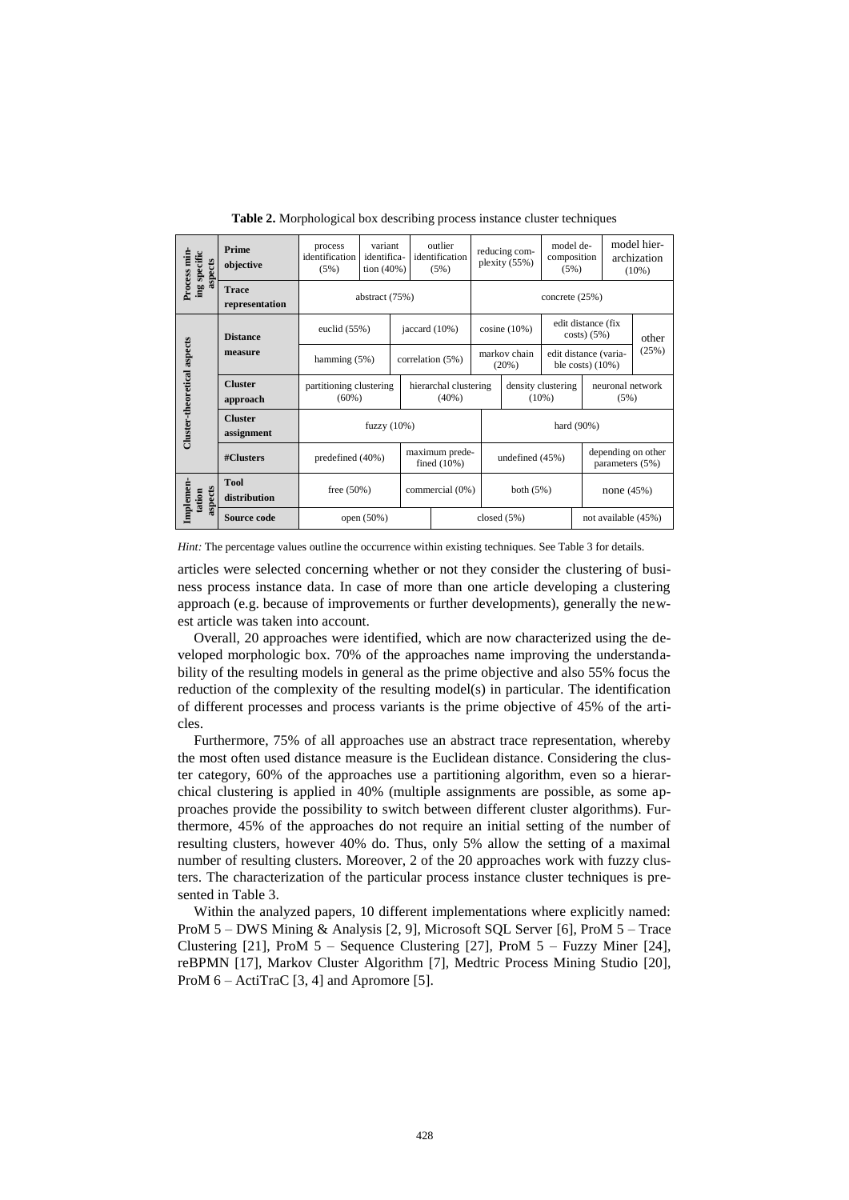**Table 2.** Morphological box describing process instance cluster techniques

| | | | | | | | |
|---|---|---|---|---|---|---|---|
| Process mining specific aspects | **Prime objective** | process identification (5%) | variant identification (40%) | outlier identification (5%) | reducing complexity (55%) | model decomposition (5%) | model hierarchization (10%) |
| | **Trace representation** | abstract (75%) | | | concrete (25%) | | |
| Cluster-theoretical aspects | **Distance measure** | euclid (55%) | jaccard (10%) | cosine (10%) | edit distance (fix costs) (5%) | other (25%) | |
| | | hamming (5%) | correlation (5%) | markov chain (20%) | edit distance (variable costs) (10%) | | |
| | **Cluster approach** | partitioning clustering (60%) | hierarchal clustering (40%) | density clustering (10%) | neuronal network (5%) | | |
| | **Cluster assignment** | fuzzy (10%) | | hard (90%) | | | |
| | **#Clusters** | predefined (40%) | maximum predefined (10%) | undefined (45%) | depending on other parameters (5%) | | |
| Implementation aspects | **Tool distribution** | free (50%) | commercial (0%) | both (5%) | none (45%) | | |
| | **Source code** | open (50%) | closed (5%) | not available (45%) | | | |

*Hint:* The percentage values outline the occurrence within existing techniques. See Table 3 for details.

articles were selected concerning whether or not they consider the clustering of business process instance data. In case of more than one article developing a clustering approach (e.g. because of improvements or further developments), generally the newest article was taken into account.

Overall, 20 approaches were identified, which are now characterized using the developed morphologic box. 70% of the approaches name improving the understandability of the resulting models in general as the prime objective and also 55% focus the reduction of the complexity of the resulting model(s) in particular. The identification of different processes and process variants is the prime objective of 45% of the articles.

Furthermore, 75% of all approaches use an abstract trace representation, whereby the most often used distance measure is the Euclidean distance. Considering the cluster category, 60% of the approaches use a partitioning algorithm, even so a hierarchical clustering is applied in 40% (multiple assignments are possible, as some approaches provide the possibility to switch between different cluster algorithms). Furthermore, 45% of the approaches do not require an initial setting of the number of resulting clusters, however 40% do. Thus, only 5% allow the setting of a maximal number of resulting clusters. Moreover, 2 of the 20 approaches work with fuzzy clusters. The characterization of the particular process instance cluster techniques is presented in Table 3.

Within the analyzed papers, 10 different implementations where explicitly named: ProM 5 – DWS Mining & Analysis [2, 9], Microsoft SQL Server [6], ProM 5 – Trace Clustering [21], ProM 5 – Sequence Clustering [27], ProM 5 – Fuzzy Miner [24], reBPMN [17], Markov Cluster Algorithm [7], Medtric Process Mining Studio [20], ProM 6 – ActiTraC [3, 4] and Apromore [5].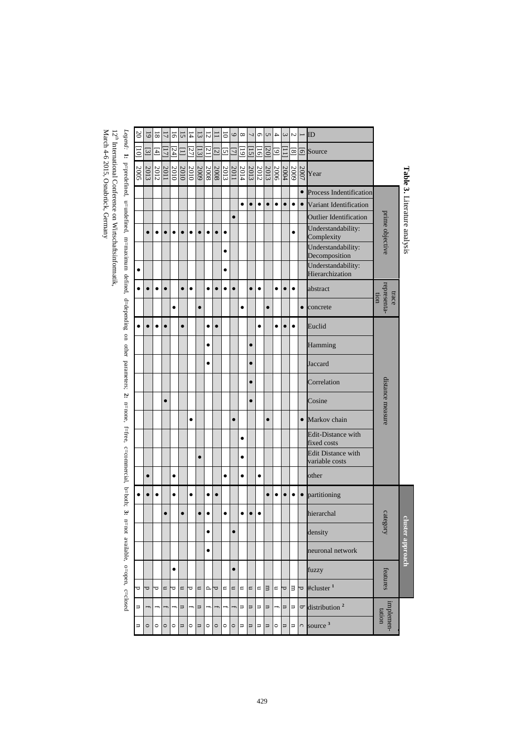**Table 3.** Literature analysis

| ID | Source | Year | prime objective | | | | | | trace representation | | distance measure | | | | | | | | | cluster approach | | | | | | implementation | |
|---|---|---|---|---|---|---|---|---|---|---|---|---|---|---|---|---|---|---|---|---|---|---|---|---|---|---|---|
| | | | | | | | | | | | | | | | | | | | | category | | | | features | | | |
| | | | Process Indentification | Variant Identification | Outlier Identification | Understandability: Complexity | Understandability: Decomposition | Understandability: Hierarchization | abstract | concrete | Euclid | Hamming | Jaccard | Correlation | Cosine | Markov chain | Edit-Distance with fixed costs | Edit Distance with variable costs | other | partitioning | hierarchal | density | neuronal network | fuzzy | #cluster [1] | distribution [2] | source [3] |
| 1 | [6] | 2007 | ● | ● | | | | | | ● | | | | | | ● | | | | ● | | | | | p | b | c |
| 2 | [8] | 2009 | | ● | | ● | | | ● | | ● | | | | | | | | | ● | | | | | m | n | n |
| 3 | [11] | 2004 | | ● | | | | | ● | | ● | | | | | | | | | ● | | | | | p | n | n |
| 4 | [9] | 2006 | | ● | | | | | ● | | ● | | | | | | | | | ● | | | | | u | f | o |
| 5 | [20] | 2013 | | ● | | | | | | ● | | | | | | ● | | | | ● | | | | | m | n | n |
| 6 | [16] | 2012 | | ● | | | | | ● | | ● | | | | | | | | ● | | ● | | | | u | n | n |
| 7 | [15] | 2013 | | ● | | | | | ● | | | ● | ● | ● | ● | | | | | | ● | | | | u | n | n |
| 8 | [19] | 2014 | | ● | | | | | | ● | | | | | | | ● | ● | ● | | ● | | | | u | n | n |
| 9 | [7] | 2011 | | | ● | | | | ● | | | | | | | ● | | | | | | ● | | ● | u | f | o |
| 10 | [5] | 2013 | | | | ● | ● | ● | ● | | | | | | | | | | ● | | ● | | | | u | f | o |
| 11 | [2] | 2008 | | | | ● | | | ● | | ● | | | | | | | | | ● | | | | | p | f | o |
| 12 | [21] | 2008 | | | | ● | | | ● | | ● | ● | ● | | | | | | | ● | ● | ● | ● | | d | f | o |
| 13 | [13] | 2009 | | | | ● | | | | ● | | | | | | | | ● | | | ● | | | | u | n | n |
| 14 | [27] | 2010 | | | | ● | | | ● | | | | | | | ● | | | | ● | | | | | p | f | o |
| 15 | [1] | 2010 | | | | ● | | | ● | | ● | | | | | | | | | | ● | | | | u | n | n |
| 16 | [24] | 2010 | | | | ● | | | | ● | | | | | | | | | ● | ● | | | | ● | p | f | o |
| 17 | [17] | 2011 | | | | ● | | | ● | | ● | | | | ● | | | | | | ● | | | | u | f | o |
| 18 | [4] | 2012 | | | | ● | | | ● | | ● | | | | | | | | | ● | | | | | p | f | o |
| 19 | [3] | 2013 | | | | ● | | | ● | | ● | | | | | | | | ● | ● | | | | | p | f | o |
| 20 | [10] | 2005 | | | | | | ● | ● | | ● | | | | | | | | | ● | | | | | p | n | n |

*Legend*: **1:** p=predefined, u=undefined, m=maximum defined, d=depending on other parameters; **2:** n=none, f=free, c=commercial, b=both; **3:** n=not available, o=open, c=closed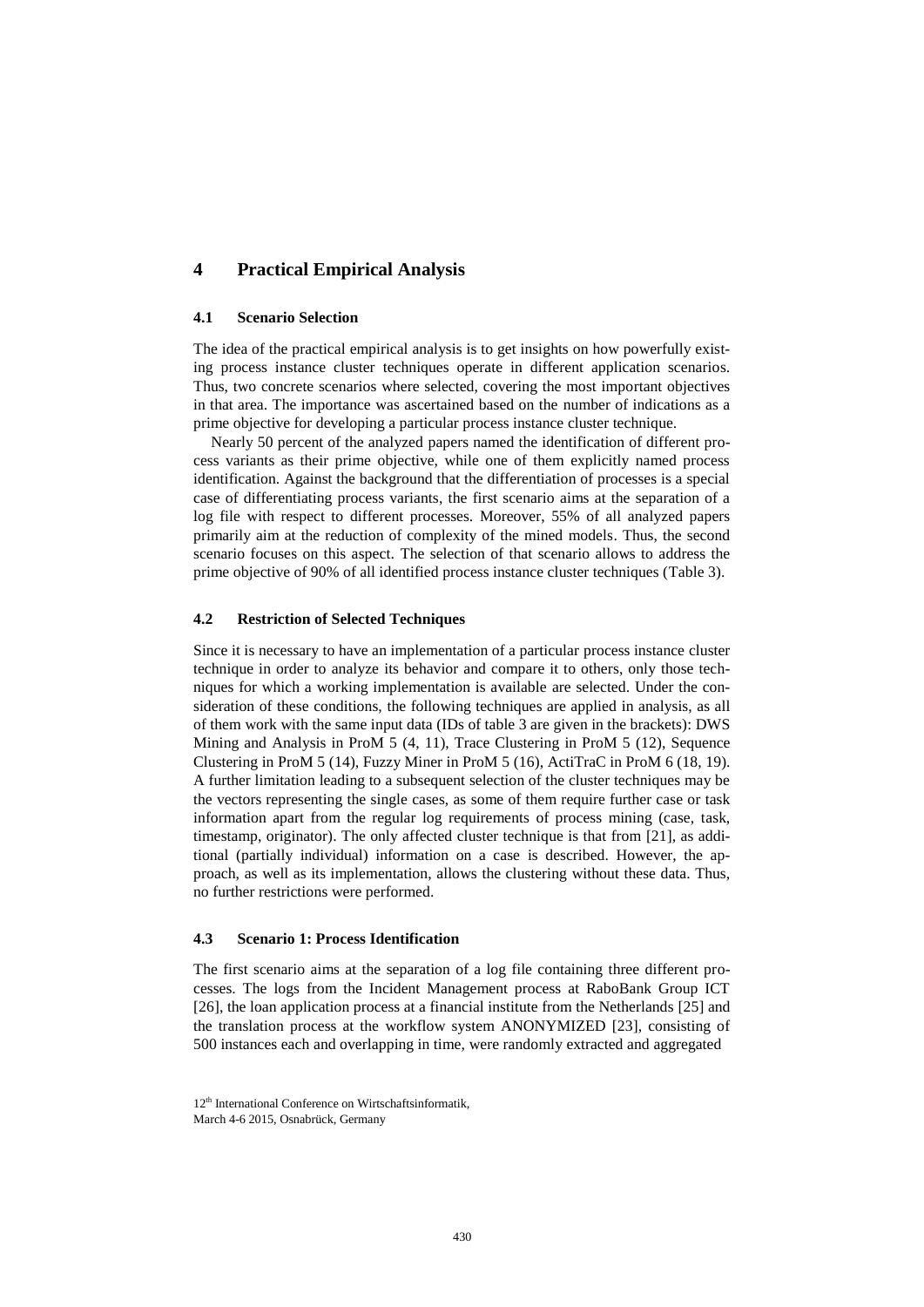## 4 Practical Empirical Analysis

### 4.1 Scenario Selection

The idea of the practical empirical analysis is to get insights on how powerfully existing process instance cluster techniques operate in different application scenarios. Thus, two concrete scenarios where selected, covering the most important objectives in that area. The importance was ascertained based on the number of indications as a prime objective for developing a particular process instance cluster technique.

Nearly 50 percent of the analyzed papers named the identification of different process variants as their prime objective, while one of them explicitly named process identification. Against the background that the differentiation of processes is a special case of differentiating process variants, the first scenario aims at the separation of a log file with respect to different processes. Moreover, 55% of all analyzed papers primarily aim at the reduction of complexity of the mined models. Thus, the second scenario focuses on this aspect. The selection of that scenario allows to address the prime objective of 90% of all identified process instance cluster techniques (Table 3).

### 4.2 Restriction of Selected Techniques

Since it is necessary to have an implementation of a particular process instance cluster technique in order to analyze its behavior and compare it to others, only those techniques for which a working implementation is available are selected. Under the consideration of these conditions, the following techniques are applied in analysis, as all of them work with the same input data (IDs of table 3 are given in the brackets): DWS Mining and Analysis in ProM 5 (4, 11), Trace Clustering in ProM 5 (12), Sequence Clustering in ProM 5 (14), Fuzzy Miner in ProM 5 (16), ActiTraC in ProM 6 (18, 19). A further limitation leading to a subsequent selection of the cluster techniques may be the vectors representing the single cases, as some of them require further case or task information apart from the regular log requirements of process mining (case, task, timestamp, originator). The only affected cluster technique is that from [21], as additional (partially individual) information on a case is described. However, the approach, as well as its implementation, allows the clustering without these data. Thus, no further restrictions were performed.

### 4.3 Scenario 1: Process Identification

The first scenario aims at the separation of a log file containing three different processes. The logs from the Incident Management process at RaboBank Group ICT [26], the loan application process at a financial institute from the Netherlands [25] and the translation process at the workflow system ANONYMIZED [23], consisting of 500 instances each and overlapping in time, were randomly extracted and aggregated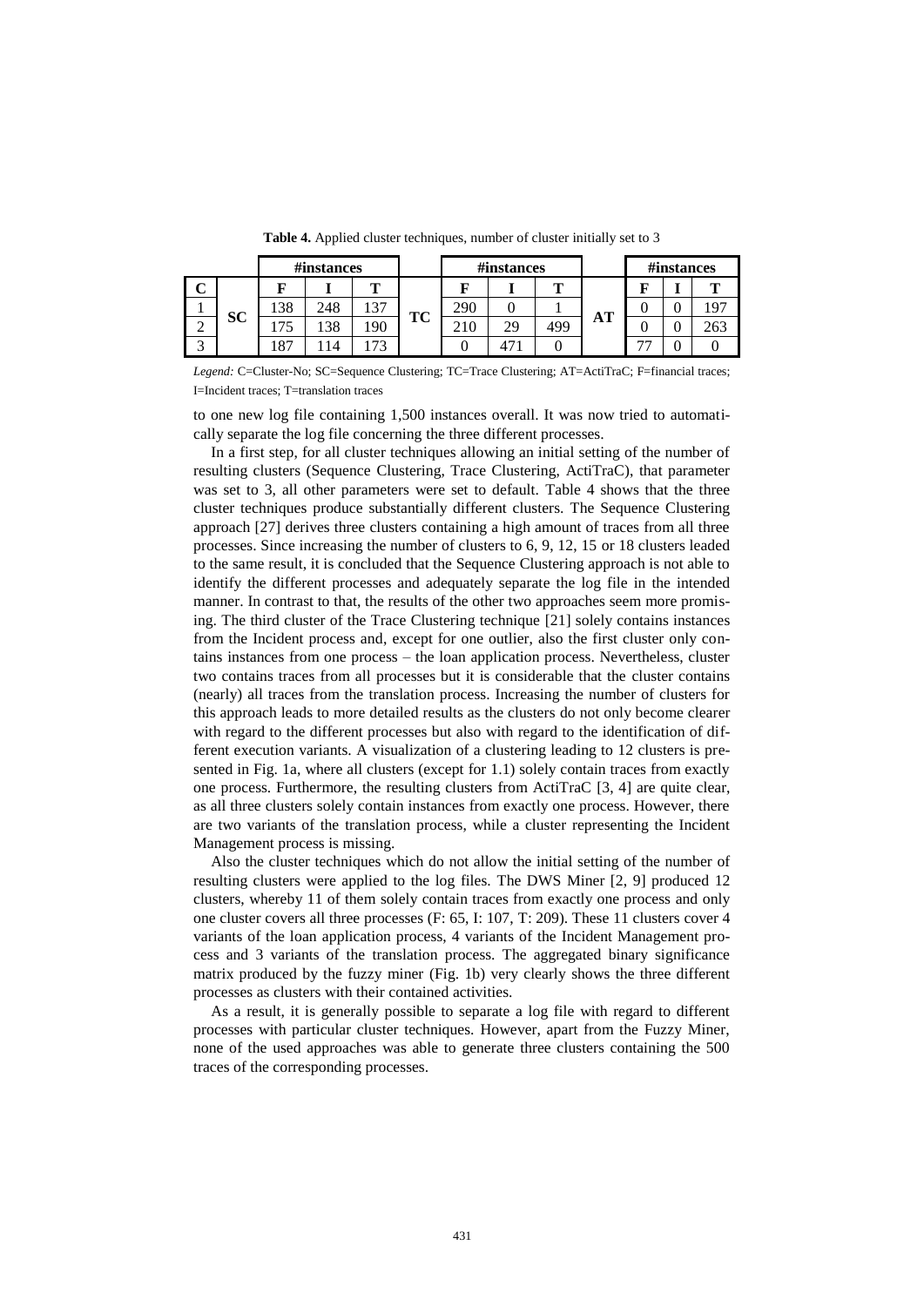**Table 4.** Applied cluster techniques, number of cluster initially set to 3

| C | | #instances | | | | #instances | | | | #instances | | |
|---|---|---|---|---|---|---|---|---|---|---|---|---|
| | | F | I | T | | F | I | T | | F | I | T |
| 1 | SC | 138 | 248 | 137 | TC | 290 | 0 | 1 | AT | 0 | 0 | 197 |
| 2 | | 175 | 138 | 190 | | 210 | 29 | 499 | | 0 | 0 | 263 |
| 3 | | 187 | 114 | 173 | | 0 | 471 | 0 | | 77 | 0 | 0 |

*Legend:* C=Cluster-No; SC=Sequence Clustering; TC=Trace Clustering; AT=ActiTraC; F=financial traces; I=Incident traces; T=translation traces

to one new log file containing 1,500 instances overall. It was now tried to automatically separate the log file concerning the three different processes.

In a first step, for all cluster techniques allowing an initial setting of the number of resulting clusters (Sequence Clustering, Trace Clustering, ActiTraC), that parameter was set to 3, all other parameters were set to default. Table 4 shows that the three cluster techniques produce substantially different clusters. The Sequence Clustering approach [27] derives three clusters containing a high amount of traces from all three processes. Since increasing the number of clusters to 6, 9, 12, 15 or 18 clusters leaded to the same result, it is concluded that the Sequence Clustering approach is not able to identify the different processes and adequately separate the log file in the intended manner. In contrast to that, the results of the other two approaches seem more promising. The third cluster of the Trace Clustering technique [21] solely contains instances from the Incident process and, except for one outlier, also the first cluster only contains instances from one process – the loan application process. Nevertheless, cluster two contains traces from all processes but it is considerable that the cluster contains (nearly) all traces from the translation process. Increasing the number of clusters for this approach leads to more detailed results as the clusters do not only become clearer with regard to the different processes but also with regard to the identification of different execution variants. A visualization of a clustering leading to 12 clusters is presented in Fig. 1a, where all clusters (except for 1.1) solely contain traces from exactly one process. Furthermore, the resulting clusters from ActiTraC [3, 4] are quite clear, as all three clusters solely contain instances from exactly one process. However, there are two variants of the translation process, while a cluster representing the Incident Management process is missing.

Also the cluster techniques which do not allow the initial setting of the number of resulting clusters were applied to the log files. The DWS Miner [2, 9] produced 12 clusters, whereby 11 of them solely contain traces from exactly one process and only one cluster covers all three processes (F: 65, I: 107, T: 209). These 11 clusters cover 4 variants of the loan application process, 4 variants of the Incident Management process and 3 variants of the translation process. The aggregated binary significance matrix produced by the fuzzy miner (Fig. 1b) very clearly shows the three different processes as clusters with their contained activities.

As a result, it is generally possible to separate a log file with regard to different processes with particular cluster techniques. However, apart from the Fuzzy Miner, none of the used approaches was able to generate three clusters containing the 500 traces of the corresponding processes.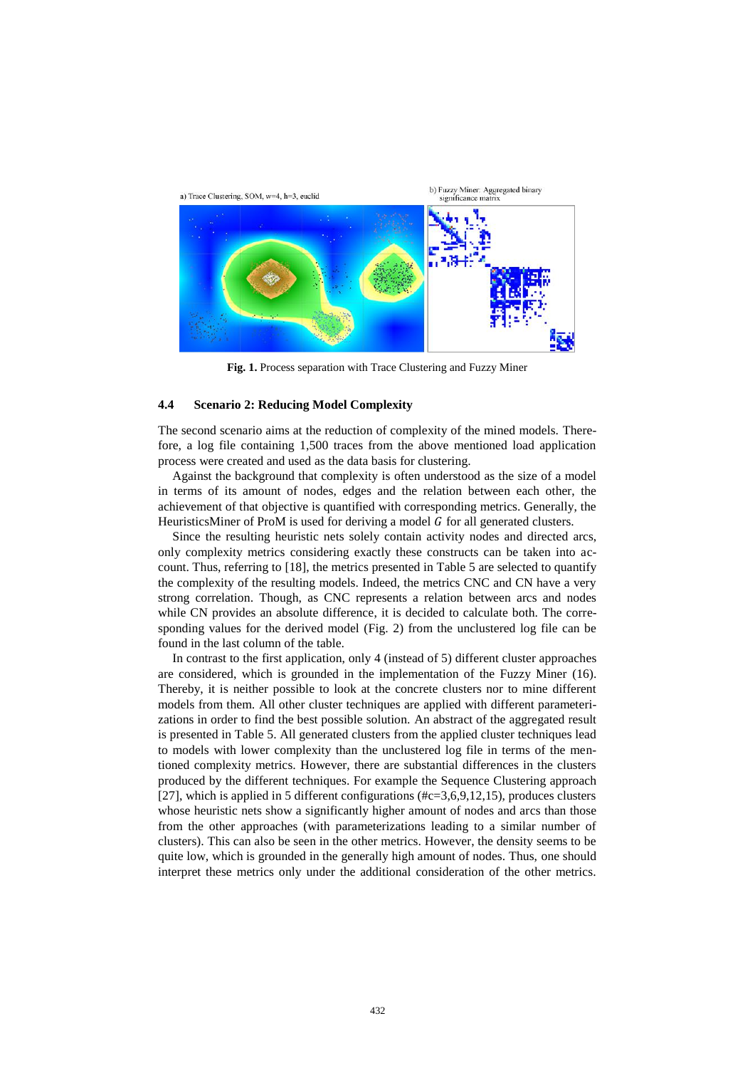a) Trace Clustering, SOM, w=4, h=3, euclid

b) Fuzzy Miner: Aggregated binary significance matrix

**Fig. 1.** Process separation with Trace Clustering and Fuzzy Miner

### 4.4 Scenario 2: Reducing Model Complexity

The second scenario aims at the reduction of complexity of the mined models. Therefore, a log file containing 1,500 traces from the above mentioned load application process were created and used as the data basis for clustering.

Against the background that complexity is often understood as the size of a model in terms of its amount of nodes, edges and the relation between each other, the achievement of that objective is quantified with corresponding metrics. Generally, the HeuristicsMiner of ProM is used for deriving a model $G$ for all generated clusters.

Since the resulting heuristic nets solely contain activity nodes and directed arcs, only complexity metrics considering exactly these constructs can be taken into account. Thus, referring to [18], the metrics presented in Table 5 are selected to quantify the complexity of the resulting models. Indeed, the metrics CNC and CN have a very strong correlation. Though, as CNC represents a relation between arcs and nodes while CN provides an absolute difference, it is decided to calculate both. The corresponding values for the derived model (Fig. 2) from the unclustered log file can be found in the last column of the table.

In contrast to the first application, only 4 (instead of 5) different cluster approaches are considered, which is grounded in the implementation of the Fuzzy Miner (16). Thereby, it is neither possible to look at the concrete clusters nor to mine different models from them. All other cluster techniques are applied with different parameterizations in order to find the best possible solution. An abstract of the aggregated result is presented in Table 5. All generated clusters from the applied cluster techniques lead to models with lower complexity than the unclustered log file in terms of the mentioned complexity metrics. However, there are substantial differences in the clusters produced by the different techniques. For example the Sequence Clustering approach [27], which is applied in 5 different configurations (#c=3,6,9,12,15), produces clusters whose heuristic nets show a significantly higher amount of nodes and arcs than those from the other approaches (with parameterizations leading to a similar number of clusters). This can also be seen in the other metrics. However, the density seems to be quite low, which is grounded in the generally high amount of nodes. Thus, one should interpret these metrics only under the additional consideration of the other metrics.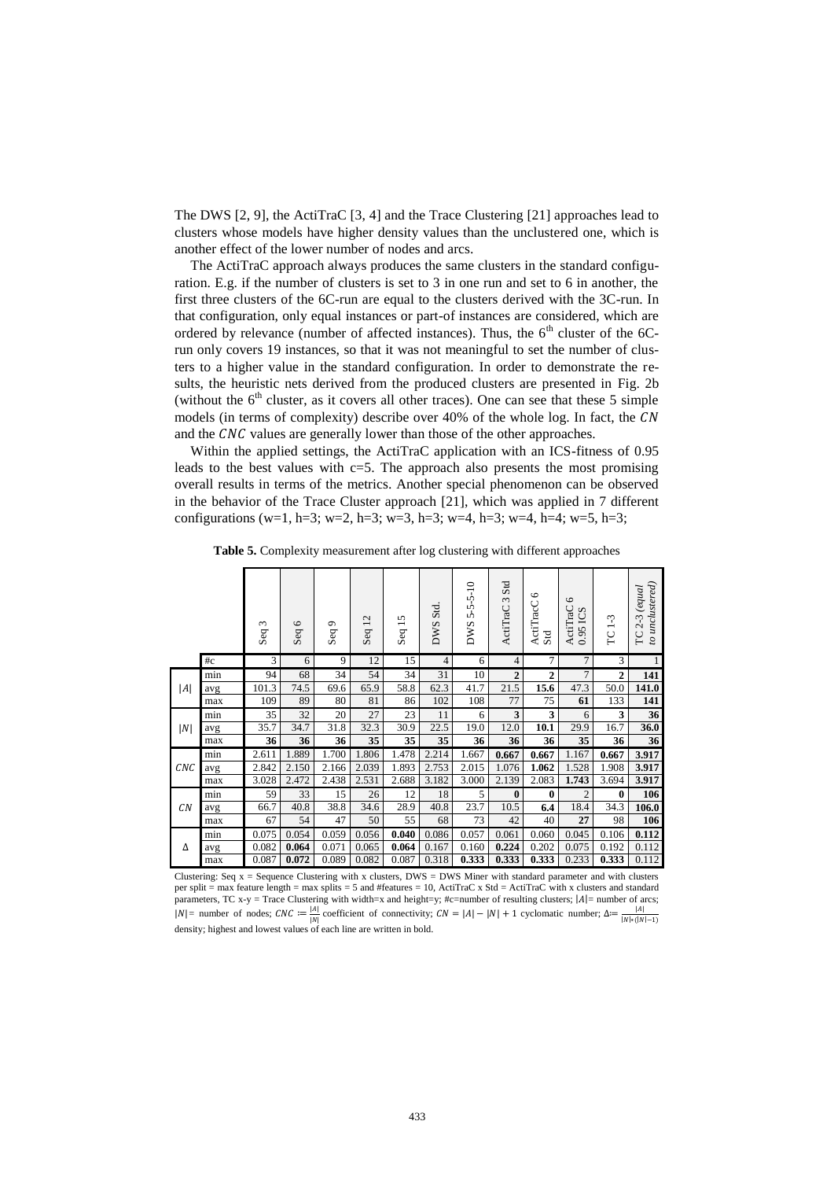The DWS [2, 9], the ActiTraC [3, 4] and the Trace Clustering [21] approaches lead to clusters whose models have higher density values than the unclustered one, which is another effect of the lower number of nodes and arcs.

The ActiTraC approach always produces the same clusters in the standard configuration. E.g. if the number of clusters is set to 3 in one run and set to 6 in another, the first three clusters of the 6C-run are equal to the clusters derived with the 3C-run. In that configuration, only equal instances or part-of instances are considered, which are ordered by relevance (number of affected instances). Thus, the 6[th] cluster of the 6C-run only covers 19 instances, so that it was not meaningful to set the number of clusters to a higher value in the standard configuration. In order to demonstrate the results, the heuristic nets derived from the produced clusters are presented in Fig. 2b (without the 6[th] cluster, as it covers all other traces). One can see that these 5 simple models (in terms of complexity) describe over 40% of the whole log. In fact, the $CN$ and the $CNC$ values are generally lower than those of the other approaches.

Within the applied settings, the ActiTraC application with an ICS-fitness of 0.95 leads to the best values with c=5. The approach also presents the most promising overall results in terms of the metrics. Another special phenomenon can be observed in the behavior of the Trace Cluster approach [21], which was applied in 7 different configurations (w=1, h=3; w=2, h=3; w=3, h=3; w=4, h=3; w=4, h=4; w=5, h=3;

**Table 5.** Complexity measurement after log clustering with different approaches

| | | Seq 3 | Seq 6 | Seq 9 | Seq 12 | Seq 15 | DWS Std. | DWS 5-5-5-10 | ActiTraC 3 Std | ActiTraC 6 Std | ActiTraC 6 0.95 ICS | TC 1-3 | *TC 2-3 (equal to unclustered)* |
|---|---|---|---|---|---|---|---|---|---|---|---|---|---|
| | #c | 3 | 6 | 9 | 12 | 15 | 4 | 6 | 4 | 7 | 7 | 3 | 1 |
| $\|A\|$ | min | 94 | 68 | 34 | 54 | 34 | 31 | 10 | **2** | **2** | 7 | **2** | **141** |
| | avg | 101.3 | 74.5 | 69.6 | 65.9 | 58.8 | 62.3 | 41.7 | 21.5 | **15.6** | 47.3 | 50.0 | **141.0** |
| | max | 109 | 89 | 80 | 81 | 86 | 102 | 108 | 77 | 75 | **61** | 133 | **141** |
| $\|N\|$ | min | 35 | 32 | 20 | 27 | 23 | 11 | 6 | **3** | **3** | 6 | **3** | **36** |
| | avg | 35.7 | 34.7 | 31.8 | 32.3 | 30.9 | 22.5 | 19.0 | 12.0 | **10.1** | 29.9 | 16.7 | **36.0** |
| | max | **36** | **36** | **36** | **35** | **35** | **35** | **36** | **36** | **36** | **35** | **36** | **36** |
| $CNC$ | min | 2.611 | 1.889 | 1.700 | 1.806 | 1.478 | 2.214 | 1.667 | **0.667** | **0.667** | 1.167 | **0.667** | **3.917** |
| | avg | 2.842 | 2.150 | 2.166 | 2.039 | 1.893 | 2.753 | 2.015 | 1.076 | **1.062** | 1.528 | 1.908 | **3.917** |
| | max | 3.028 | 2.472 | 2.438 | 2.531 | 2.688 | 3.182 | 3.000 | 2.139 | 2.083 | **1.743** | 3.694 | **3.917** |
| $CN$ | min | 59 | 33 | 15 | 26 | 12 | 18 | 5 | **0** | **0** | 2 | **0** | **106** |
| | avg | 66.7 | 40.8 | 38.8 | 34.6 | 28.9 | 40.8 | 23.7 | 10.5 | **6.4** | 18.4 | 34.3 | **106.0** |
| | max | 67 | 54 | 47 | 50 | 55 | 68 | 73 | 42 | 40 | **27** | 98 | **106** |
| $\Delta$ | min | 0.075 | 0.054 | 0.059 | 0.056 | **0.040** | 0.086 | 0.057 | 0.061 | 0.060 | 0.045 | 0.106 | **0.112** |
| | avg | 0.082 | **0.064** | 0.071 | 0.065 | **0.064** | 0.167 | 0.160 | **0.224** | 0.202 | 0.075 | 0.192 | 0.112 |
| | max | 0.087 | **0.072** | 0.089 | 0.082 | 0.087 | 0.318 | **0.333** | **0.333** | **0.333** | 0.233 | **0.333** | 0.112 |

Clustering: Seq x = Sequence Clustering with x clusters, DWS = DWS Miner with standard parameter and with clusters per split = max feature length = max splits = 5 and #features = 10, ActiTraC x Std = ActiTraC with x clusters and standard parameters, TC x-y = Trace Clustering with width=x and height=y; #c=number of resulting clusters; $|A|$= number of arcs; $|N|$= number of nodes; $CNC := \frac{|A|}{|N|}$ coefficient of connectivity; $CN = |A| - |N| + 1$ cyclomatic number; $\Delta := \frac{|A|}{|N| * (|N|-1)}$ density; highest and lowest values of each line are written in bold.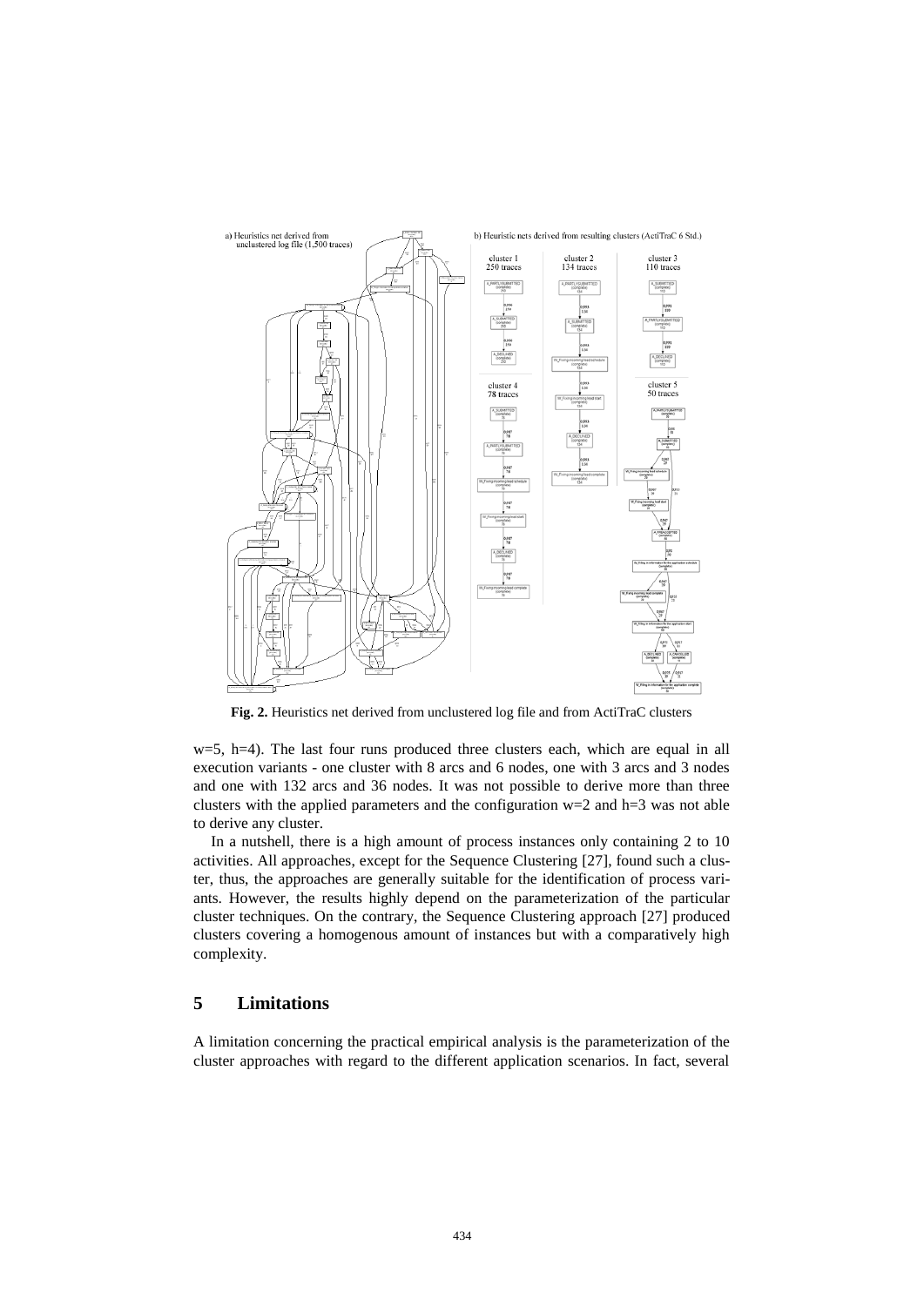**Fig. 2.** Heuristics net derived from unclustered log file and from ActiTraC clusters

w=5, h=4). The last four runs produced three clusters each, which are equal in all execution variants - one cluster with 8 arcs and 6 nodes, one with 3 arcs and 3 nodes and one with 132 arcs and 36 nodes. It was not possible to derive more than three clusters with the applied parameters and the configuration w=2 and h=3 was not able to derive any cluster.

In a nutshell, there is a high amount of process instances only containing 2 to 10 activities. All approaches, except for the Sequence Clustering [27], found such a cluster, thus, the approaches are generally suitable for the identification of process variants. However, the results highly depend on the parameterization of the particular cluster techniques. On the contrary, the Sequence Clustering approach [27] produced clusters covering a homogenous amount of instances but with a comparatively high complexity.

## 5 Limitations

A limitation concerning the practical empirical analysis is the parameterization of the cluster approaches with regard to the different application scenarios. In fact, several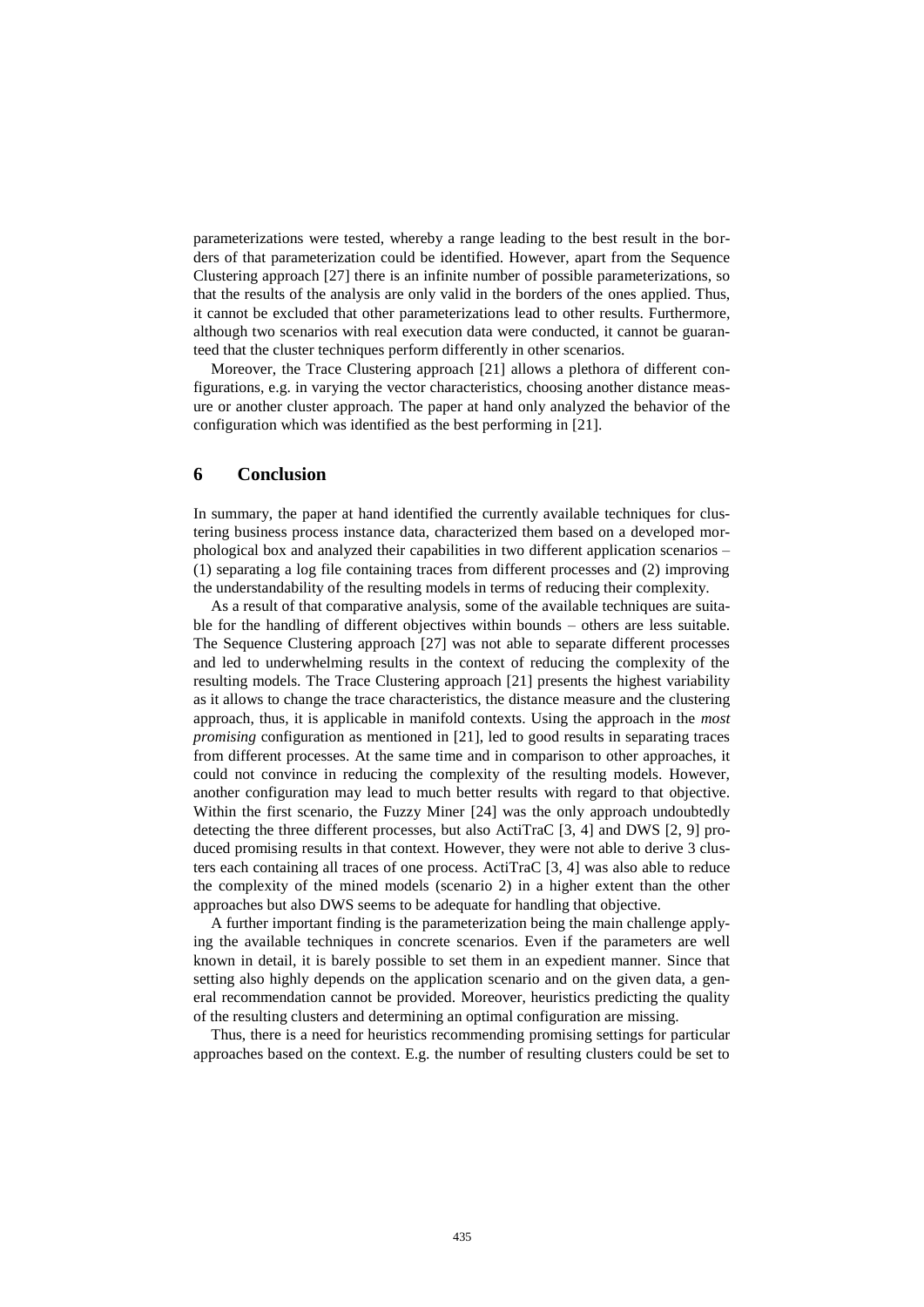parameterizations were tested, whereby a range leading to the best result in the borders of that parameterization could be identified. However, apart from the Sequence Clustering approach [27] there is an infinite number of possible parameterizations, so that the results of the analysis are only valid in the borders of the ones applied. Thus, it cannot be excluded that other parameterizations lead to other results. Furthermore, although two scenarios with real execution data were conducted, it cannot be guaranteed that the cluster techniques perform differently in other scenarios.

Moreover, the Trace Clustering approach [21] allows a plethora of different configurations, e.g. in varying the vector characteristics, choosing another distance measure or another cluster approach. The paper at hand only analyzed the behavior of the configuration which was identified as the best performing in [21].

## 6 Conclusion

In summary, the paper at hand identified the currently available techniques for clustering business process instance data, characterized them based on a developed morphological box and analyzed their capabilities in two different application scenarios – (1) separating a log file containing traces from different processes and (2) improving the understandability of the resulting models in terms of reducing their complexity.

As a result of that comparative analysis, some of the available techniques are suitable for the handling of different objectives within bounds – others are less suitable. The Sequence Clustering approach [27] was not able to separate different processes and led to underwhelming results in the context of reducing the complexity of the resulting models. The Trace Clustering approach [21] presents the highest variability as it allows to change the trace characteristics, the distance measure and the clustering approach, thus, it is applicable in manifold contexts. Using the approach in the *most promising* configuration as mentioned in [21], led to good results in separating traces from different processes. At the same time and in comparison to other approaches, it could not convince in reducing the complexity of the resulting models. However, another configuration may lead to much better results with regard to that objective. Within the first scenario, the Fuzzy Miner [24] was the only approach undoubtedly detecting the three different processes, but also ActiTraC [3, 4] and DWS [2, 9] produced promising results in that context. However, they were not able to derive 3 clusters each containing all traces of one process. ActiTraC [3, 4] was also able to reduce the complexity of the mined models (scenario 2) in a higher extent than the other approaches but also DWS seems to be adequate for handling that objective.

A further important finding is the parameterization being the main challenge applying the available techniques in concrete scenarios. Even if the parameters are well known in detail, it is barely possible to set them in an expedient manner. Since that setting also highly depends on the application scenario and on the given data, a general recommendation cannot be provided. Moreover, heuristics predicting the quality of the resulting clusters and determining an optimal configuration are missing.

Thus, there is a need for heuristics recommending promising settings for particular approaches based on the context. E.g. the number of resulting clusters could be set to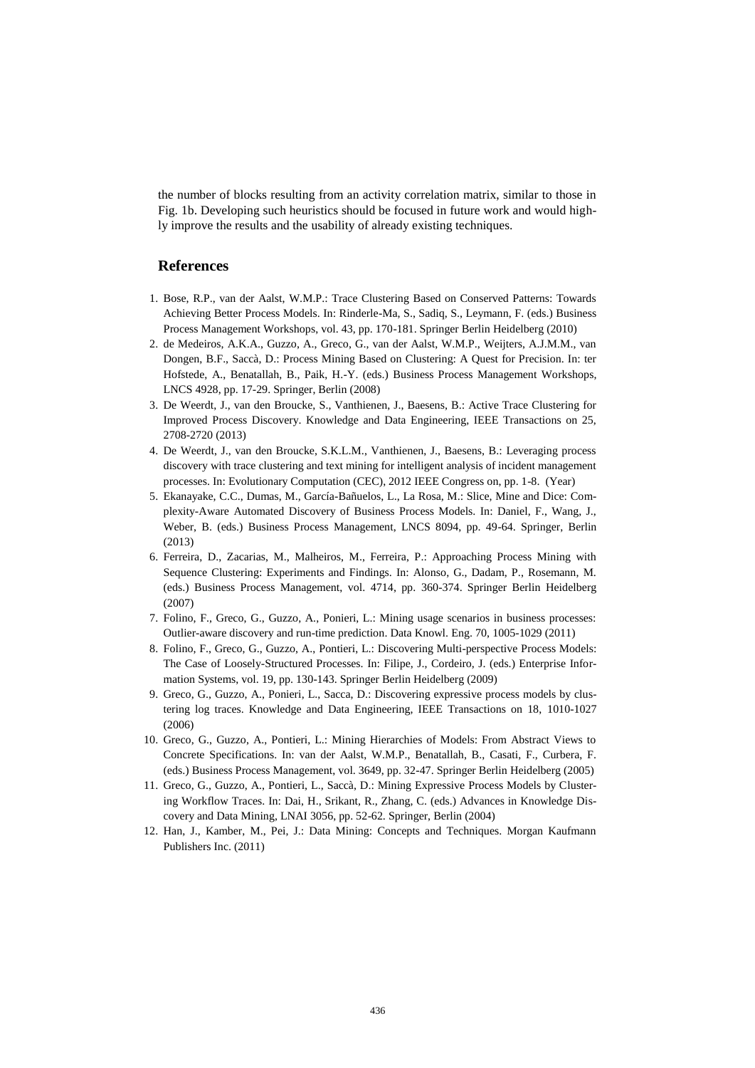the number of blocks resulting from an activity correlation matrix, similar to those in Fig. 1b. Developing such heuristics should be focused in future work and would highly improve the results and the usability of already existing techniques.

## References

1. Bose, R.P., van der Aalst, W.M.P.: Trace Clustering Based on Conserved Patterns: Towards Achieving Better Process Models. In: Rinderle-Ma, S., Sadiq, S., Leymann, F. (eds.) Business Process Management Workshops, vol. 43, pp. 170-181. Springer Berlin Heidelberg (2010)
2. de Medeiros, A.K.A., Guzzo, A., Greco, G., van der Aalst, W.M.P., Weijters, A.J.M.M., van Dongen, B.F., Saccà, D.: Process Mining Based on Clustering: A Quest for Precision. In: ter Hofstede, A., Benatallah, B., Paik, H.-Y. (eds.) Business Process Management Workshops, LNCS 4928, pp. 17-29. Springer, Berlin (2008)
3. De Weerdt, J., van den Broucke, S., Vanthienen, J., Baesens, B.: Active Trace Clustering for Improved Process Discovery. Knowledge and Data Engineering, IEEE Transactions on 25, 2708-2720 (2013)
4. De Weerdt, J., van den Broucke, S.K.L.M., Vanthienen, J., Baesens, B.: Leveraging process discovery with trace clustering and text mining for intelligent analysis of incident management processes. In: Evolutionary Computation (CEC), 2012 IEEE Congress on, pp. 1-8. (Year)
5. Ekanayake, C.C., Dumas, M., García-Bañuelos, L., La Rosa, M.: Slice, Mine and Dice: Complexity-Aware Automated Discovery of Business Process Models. In: Daniel, F., Wang, J., Weber, B. (eds.) Business Process Management, LNCS 8094, pp. 49-64. Springer, Berlin (2013)
6. Ferreira, D., Zacarias, M., Malheiros, M., Ferreira, P.: Approaching Process Mining with Sequence Clustering: Experiments and Findings. In: Alonso, G., Dadam, P., Rosemann, M. (eds.) Business Process Management, vol. 4714, pp. 360-374. Springer Berlin Heidelberg (2007)
7. Folino, F., Greco, G., Guzzo, A., Ponieri, L.: Mining usage scenarios in business processes: Outlier-aware discovery and run-time prediction. Data Knowl. Eng. 70, 1005-1029 (2011)
8. Folino, F., Greco, G., Guzzo, A., Pontieri, L.: Discovering Multi-perspective Process Models: The Case of Loosely-Structured Processes. In: Filipe, J., Cordeiro, J. (eds.) Enterprise Information Systems, vol. 19, pp. 130-143. Springer Berlin Heidelberg (2009)
9. Greco, G., Guzzo, A., Ponieri, L., Sacca, D.: Discovering expressive process models by clustering log traces. Knowledge and Data Engineering, IEEE Transactions on 18, 1010-1027 (2006)
10. Greco, G., Guzzo, A., Pontieri, L.: Mining Hierarchies of Models: From Abstract Views to Concrete Specifications. In: van der Aalst, W.M.P., Benatallah, B., Casati, F., Curbera, F. (eds.) Business Process Management, vol. 3649, pp. 32-47. Springer Berlin Heidelberg (2005)
11. Greco, G., Guzzo, A., Pontieri, L., Saccà, D.: Mining Expressive Process Models by Clustering Workflow Traces. In: Dai, H., Srikant, R., Zhang, C. (eds.) Advances in Knowledge Discovery and Data Mining, LNAI 3056, pp. 52-62. Springer, Berlin (2004)
12. Han, J., Kamber, M., Pei, J.: Data Mining: Concepts and Techniques. Morgan Kaufmann Publishers Inc. (2011)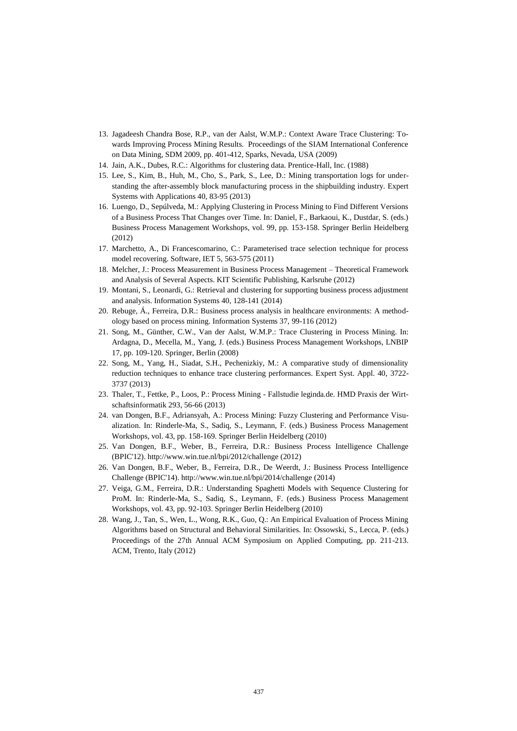13. Jagadeesh Chandra Bose, R.P., van der Aalst, W.M.P.: Context Aware Trace Clustering: Towards Improving Process Mining Results. Proceedings of the SIAM International Conference on Data Mining, SDM 2009, pp. 401-412, Sparks, Nevada, USA (2009)
14. Jain, A.K., Dubes, R.C.: Algorithms for clustering data. Prentice-Hall, Inc. (1988)
15. Lee, S., Kim, B., Huh, M., Cho, S., Park, S., Lee, D.: Mining transportation logs for understanding the after-assembly block manufacturing process in the shipbuilding industry. Expert Systems with Applications 40, 83-95 (2013)
16. Luengo, D., Sepúlveda, M.: Applying Clustering in Process Mining to Find Different Versions of a Business Process That Changes over Time. In: Daniel, F., Barkaoui, K., Dustdar, S. (eds.) Business Process Management Workshops, vol. 99, pp. 153-158. Springer Berlin Heidelberg (2012)
17. Marchetto, A., Di Francescomarino, C.: Parameterised trace selection technique for process model recovering. Software, IET 5, 563-575 (2011)
18. Melcher, J.: Process Measurement in Business Process Management – Theoretical Framework and Analysis of Several Aspects. KIT Scientific Publishing, Karlsruhe (2012)
19. Montani, S., Leonardi, G.: Retrieval and clustering for supporting business process adjustment and analysis. Information Systems 40, 128-141 (2014)
20. Rebuge, Á., Ferreira, D.R.: Business process analysis in healthcare environments: A methodology based on process mining. Information Systems 37, 99-116 (2012)
21. Song, M., Günther, C.W., Van der Aalst, W.M.P.: Trace Clustering in Process Mining. In: Ardagna, D., Mecella, M., Yang, J. (eds.) Business Process Management Workshops, LNBIP 17, pp. 109-120. Springer, Berlin (2008)
22. Song, M., Yang, H., Siadat, S.H., Pechenizkiy, M.: A comparative study of dimensionality reduction techniques to enhance trace clustering performances. Expert Syst. Appl. 40, 3722-3737 (2013)
23. Thaler, T., Fettke, P., Loos, P.: Process Mining - Fallstudie leginda.de. HMD Praxis der Wirtschaftsinformatik 293, 56-66 (2013)
24. van Dongen, B.F., Adriansyah, A.: Process Mining: Fuzzy Clustering and Performance Visualization. In: Rinderle-Ma, S., Sadiq, S., Leymann, F. (eds.) Business Process Management Workshops, vol. 43, pp. 158-169. Springer Berlin Heidelberg (2010)
25. Van Dongen, B.F., Weber, B., Ferreira, D.R.: Business Process Intelligence Challenge (BPIC'12). http://www.win.tue.nl/bpi/2012/challenge (2012)
26. Van Dongen, B.F., Weber, B., Ferreira, D.R., De Weerdt, J.: Business Process Intelligence Challenge (BPIC'14). http://www.win.tue.nl/bpi/2014/challenge (2014)
27. Veiga, G.M., Ferreira, D.R.: Understanding Spaghetti Models with Sequence Clustering for ProM. In: Rinderle-Ma, S., Sadiq, S., Leymann, F. (eds.) Business Process Management Workshops, vol. 43, pp. 92-103. Springer Berlin Heidelberg (2010)
28. Wang, J., Tan, S., Wen, L., Wong, R.K., Guo, Q.: An Empirical Evaluation of Process Mining Algorithms based on Structural and Behavioral Similarities. In: Ossowski, S., Lecca, P. (eds.) Proceedings of the 27th Annual ACM Symposium on Applied Computing, pp. 211-213. ACM, Trento, Italy (2012)